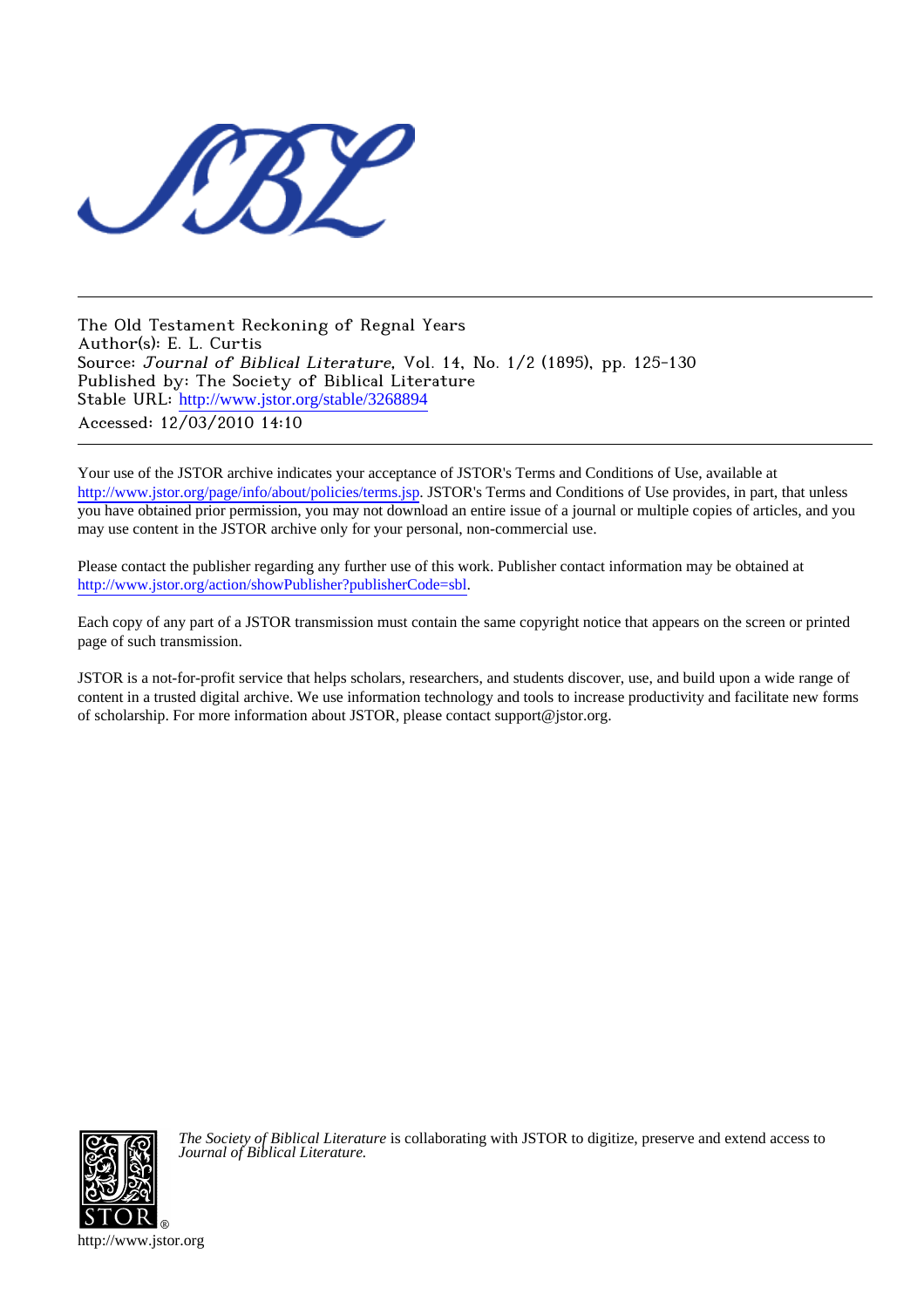The Old Testament Reckoning of Regnal Years
Author(s): E. L. Curtis
Source: *Journal of Biblical Literature*, Vol. 14, No. 1/2 (1895), pp. 125-130
Published by: The Society of Biblical Literature
Stable URL: http://www.jstor.org/stable/3268894
Accessed: 12/03/2010 14:10

---

Your use of the JSTOR archive indicates your acceptance of JSTOR's Terms and Conditions of Use, available at http://www.jstor.org/page/info/about/policies/terms.jsp. JSTOR's Terms and Conditions of Use provides, in part, that unless you have obtained prior permission, you may not download an entire issue of a journal or multiple copies of articles, and you may use content in the JSTOR archive only for your personal, non-commercial use.

Please contact the publisher regarding any further use of this work. Publisher contact information may be obtained at http://www.jstor.org/action/showPublisher?publisherCode=sbl.

Each copy of any part of a JSTOR transmission must contain the same copyright notice that appears on the screen or printed page of such transmission.

JSTOR is a not-for-profit service that helps scholars, researchers, and students discover, use, and build upon a wide range of content in a trusted digital archive. We use information technology and tools to increase productivity and facilitate new forms of scholarship. For more information about JSTOR, please contact support@jstor.org.

*The Society of Biblical Literature* is collaborating with JSTOR to digitize, preserve and extend access to *Journal of Biblical Literature.*

http://www.jstor.org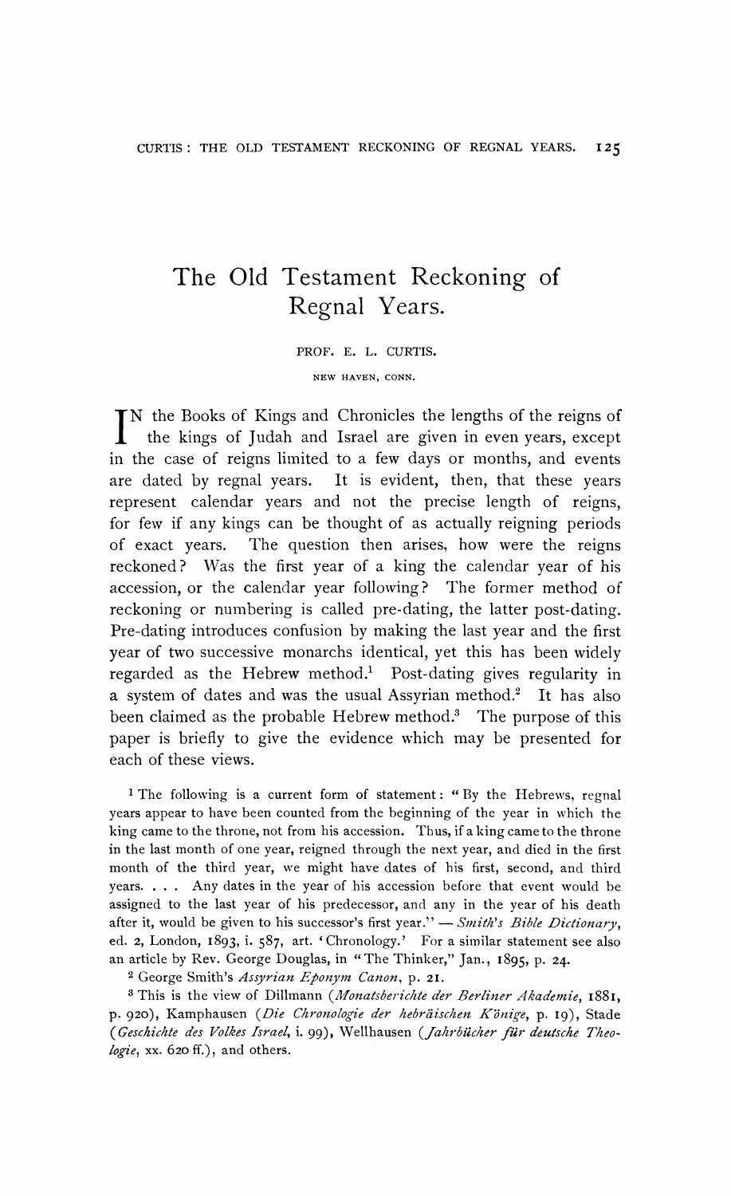# The Old Testament Reckoning of Regnal Years.

PROF. E. L. CURTIS.

NEW HAVEN, CONN.

IN the Books of Kings and Chronicles the lengths of the reigns of the kings of Judah and Israel are given in even years, except in the case of reigns limited to a few days or months, and events are dated by regnal years. It is evident, then, that these years represent calendar years and not the precise length of reigns, for few if any kings can be thought of as actually reigning periods of exact years. The question then arises, how were the reigns reckoned? Was the first year of a king the calendar year of his accession, or the calendar year following? The former method of reckoning or numbering is called pre-dating, the latter post-dating. Pre-dating introduces confusion by making the last year and the first year of two successive monarchs identical, yet this has been widely regarded as the Hebrew method.[1] Post-dating gives regularity in a system of dates and was the usual Assyrian method.[2] It has also been claimed as the probable Hebrew method.[3] The purpose of this paper is briefly to give the evidence which may be presented for each of these views.

[1] The following is a current form of statement: "By the Hebrews, regnal years appear to have been counted from the beginning of the year in which the king came to the throne, not from his accession. Thus, if a king came to the throne in the last month of one year, reigned through the next year, and died in the first month of the third year, we might have dates of his first, second, and third years. . . . Any dates in the year of his accession before that event would be assigned to the last year of his predecessor, and any in the year of his death after it, would be given to his successor's first year." — *Smith's Bible Dictionary*, ed. 2, London, 1893, i. 587, art. 'Chronology.' For a similar statement see also an article by Rev. George Douglas, in "The Thinker," Jan., 1895, p. 24.

[2] George Smith's *Assyrian Eponym Canon*, p. 21.

[3] This is the view of Dillmann (*Monatsberichte der Berliner Akademie*, 1881, p. 920), Kamphausen (*Die Chronologie der hebräischen Könige*, p. 19), Stade (*Geschichte des Volkes Israel*, i. 99), Wellhausen (*Jahrbücher für deutsche Theologie*, xx. 620 ff.), and others.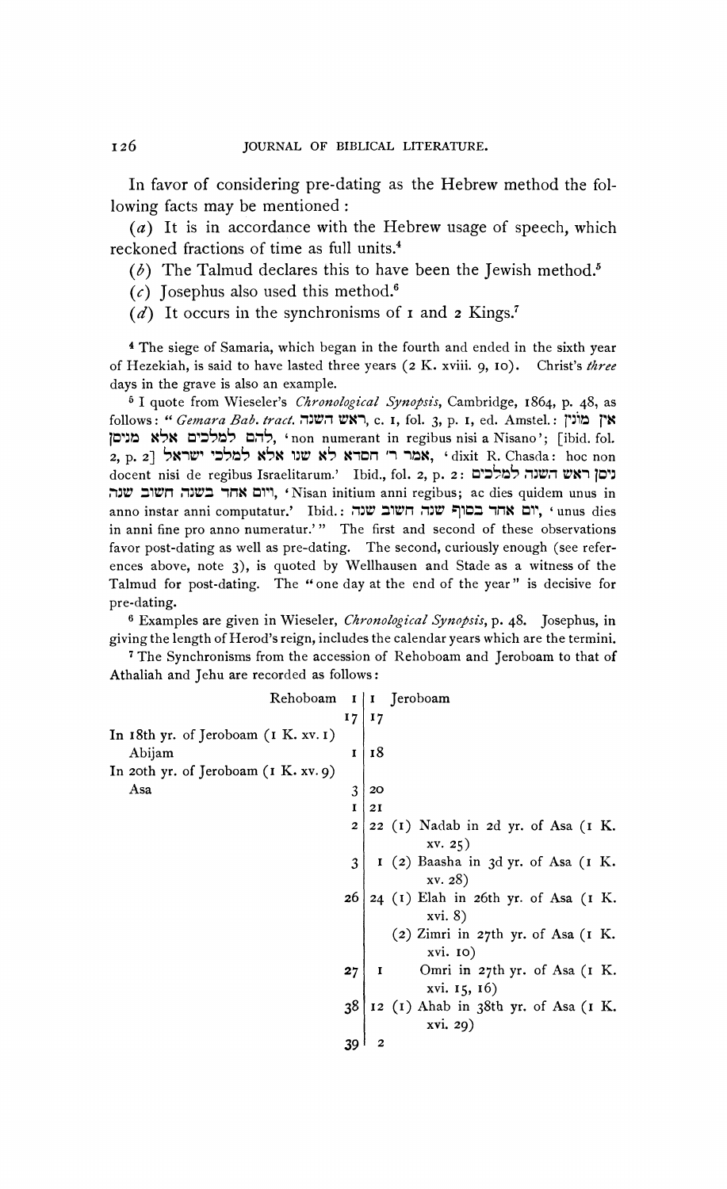In favor of considering pre-dating as the Hebrew method the following facts may be mentioned:

(*a*) It is in accordance with the Hebrew usage of speech, which reckoned fractions of time as full units.[4]

(*b*) The Talmud declares this to have been the Jewish method.[5]

(*c*) Josephus also used this method.[6]

(*d*) It occurs in the synchronisms of 1 and 2 Kings.[7]

[4] The siege of Samaria, which began in the fourth and ended in the sixth year of Hezekiah, is said to have lasted three years (2 K. xviii. 9, 10). Christ's *three* days in the grave is also an example.

[5] I quote from Wieseler's *Chronological Synopsis*, Cambridge, 1864, p. 48, as follows: "*Gemara Bab. tract.* ראש השנה, c. 1, fol. 3, p. 1, ed. Amstel.: אין מונין להם למלכים אלא מניסן, 'non numerant in regibus nisi a Nisano'; [ibid. fol. 2, p. 2] אמר ר' חסדא לא שנו אלא למלכי ישראל, 'dixit R. Chasda: hoc non docent nisi de regibus Israelitarum.' Ibid., fol. 2, p. 2: ניסן ראש השנה למלכים ויום אחד בשנה חשוב שנה, 'Nisan initium anni regibus; ac dies quidem unus in anno instar anni computatur.' Ibid.: יום אחד בסוף שנה חשוב שנה, 'unus dies in anni fine pro anno numeratur.'" The first and second of these observations favor post-dating as well as pre-dating. The second, curiously enough (see references above, note 3), is quoted by Wellhausen and Stade as a witness of the Talmud for post-dating. The "one day at the end of the year" is decisive for pre-dating.

[6] Examples are given in Wieseler, *Chronological Synopsis*, p. 48. Josephus, in giving the length of Herod's reign, includes the calendar years which are the termini.

[7] The Synchronisms from the accession of Rehoboam and Jeroboam to that of Athaliah and Jehu are recorded as follows:

| | | |
|---|---|---|
| Rehoboam | 1 | 1 Jeroboam |
| | 17 | 17 |
| In 18th yr. of Jeroboam (1 K. xv. 1) Abijam | 1 | 18 |
| In 20th yr. of Jeroboam (1 K. xv. 9) Asa | 3 | 20 |
| | 1 | 21 |
| | 2 | 22 (1) Nadab in 2d yr. of Asa (1 K. xv. 25) |
| | 3 | 1 (2) Baasha in 3d yr. of Asa (1 K. xv. 28) |
| | 26 | 24 (1) Elah in 26th yr. of Asa (1 K. xvi. 8) |
| | | (2) Zimri in 27th yr. of Asa (1 K. xvi. 10) |
| | 27 | 1 Omri in 27th yr. of Asa (1 K. xvi. 15, 16) |
| | 38 | 12 (1) Ahab in 38th yr. of Asa (1 K. xvi. 29) |
| | 39 | 2 |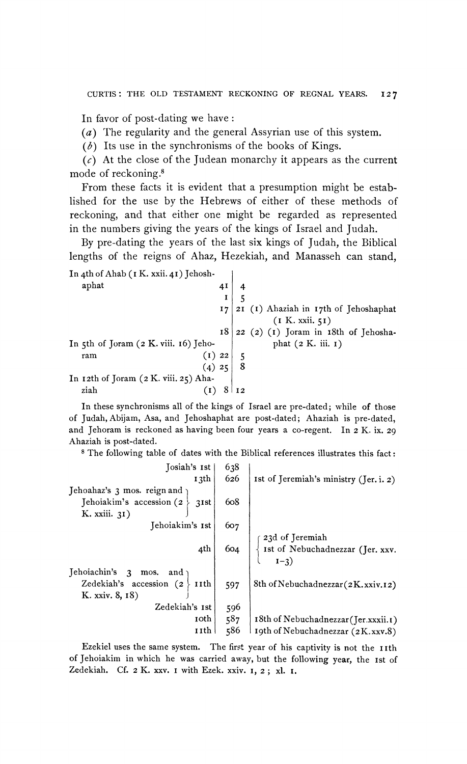In favor of post-dating we have:

(*a*) The regularity and the general Assyrian use of this system.

(*b*) Its use in the synchronisms of the books of Kings.

(*c*) At the close of the Judean monarchy it appears as the current mode of reckoning.[8]

From these facts it is evident that a presumption might be established for the use by the Hebrews of either of these methods of reckoning, and that either one might be regarded as represented in the numbers giving the years of the kings of Israel and Judah.

By pre-dating the years of the last six kings of Judah, the Biblical lengths of the reigns of Ahaz, Hezekiah, and Manasseh can stand,

| | | | |
|---|---|---|---|
| In 4th of Ahab (1 K. xxii. 41) Jehoshaphat | 41 | 4 | |
| | 1 | 5 | |
| | 17 | 21 | (1) Ahaziah in 17th of Jehoshaphat (1 K. xxii. 51) |
| | 18 | 22 | (2) (1) Joram in 18th of Jehoshaphat (2 K. iii. 1) |
| In 5th of Joram (2 K. viii. 16) Jehoram | (1) 22 | 5 | |
| | (4) 25 | 8 | |
| In 12th of Joram (2 K. viii. 25) Ahaziah | (1) 8 | 12 | |

In these synchronisms all of the kings of Israel are pre-dated; while of those of Judah, Abijam, Asa, and Jehoshaphat are post-dated; Ahaziah is pre-dated, and Jehoram is reckoned as having been four years a co-regent. In 2 K. ix. 29 Ahaziah is post-dated.

[8] The following table of dates with the Biblical references illustrates this fact:

| | | |
|---|---|---|
| Josiah's 1st | 638 | |
| 13th | 626 | 1st of Jeremiah's ministry (Jer. i. 2) |
| Jehoahaz's 3 mos. reign and Jehoiakim's accession (2 K. xxiii. 31) 31st | 608 | |
| Jehoiakim's 1st | 607 | |
| 4th | 604 | 23d of Jeremiah; 1st of Nebuchadnezzar (Jer. xxv. 1–3) |
| Jehoiachin's 3 mos. and Zedekiah's accession (2 K. xxiv. 8, 18) 11th | 597 | 8th of Nebuchadnezzar (2 K. xxiv. 12) |
| Zedekiah's 1st | 596 | |
| 10th | 587 | 18th of Nebuchadnezzar (Jer. xxxii. 1) |
| 11th | 586 | 19th of Nebuchadnezzar (2 K. xxv. 8) |

Ezekiel uses the same system. The first year of his captivity is not the 11th of Jehoiakim in which he was carried away, but the following year, the 1st of Zedekiah. Cf. 2 K. xxv. 1 with Ezek. xxiv. 1, 2; xl. 1.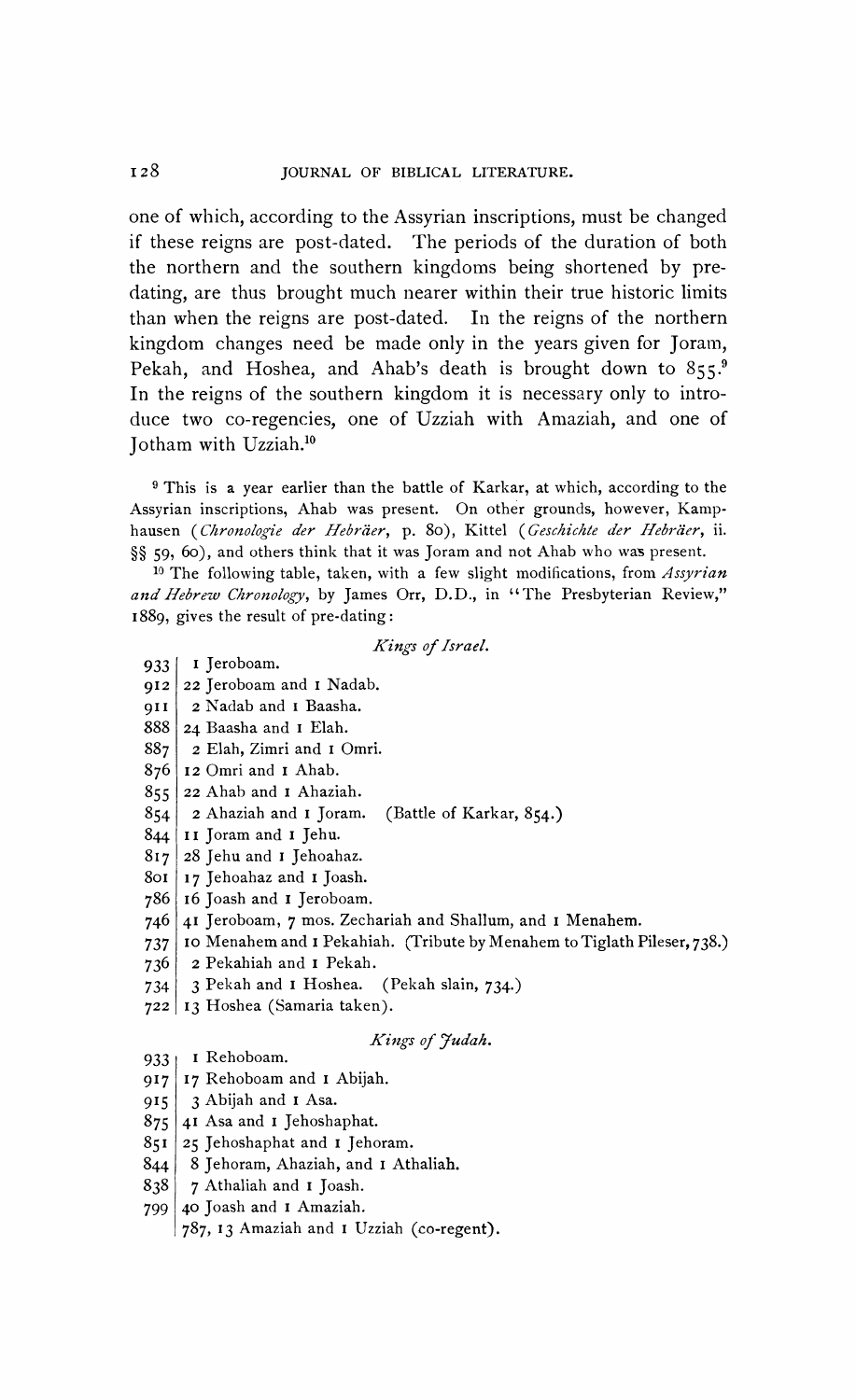one of which, according to the Assyrian inscriptions, must be changed if these reigns are post-dated. The periods of the duration of both the northern and the southern kingdoms being shortened by pre-dating, are thus brought much nearer within their true historic limits than when the reigns are post-dated. In the reigns of the northern kingdom changes need be made only in the years given for Joram, Pekah, and Hoshea, and Ahab's death is brought down to 855.[9] In the reigns of the southern kingdom it is necessary only to introduce two co-regencies, one of Uzziah with Amaziah, and one of Jotham with Uzziah.[10]

[9] This is a year earlier than the battle of Karkar, at which, according to the Assyrian inscriptions, Ahab was present. On other grounds, however, Kamphausen (*Chronologie der Hebräer*, p. 80), Kittel (*Geschichte der Hebräer*, ii. §§ 59, 60), and others think that it was Joram and not Ahab who was present.

[10] The following table, taken, with a few slight modifications, from *Assyrian and Hebrew Chronology*, by James Orr, D.D., in "The Presbyterian Review," 1889, gives the result of pre-dating:

*Kings of Israel.*

| | |
|---|---|
| 933 | 1 Jeroboam. |
| 912 | 22 Jeroboam and 1 Nadab. |
| 911 | 2 Nadab and 1 Baasha. |
| 888 | 24 Baasha and 1 Elah. |
| 887 | 2 Elah, Zimri and 1 Omri. |
| 876 | 12 Omri and 1 Ahab. |
| 855 | 22 Ahab and 1 Ahaziah. |
| 854 | 2 Ahaziah and 1 Joram. (Battle of Karkar, 854.) |
| 844 | 11 Joram and 1 Jehu. |
| 817 | 28 Jehu and 1 Jehoahaz. |
| 801 | 17 Jehoahaz and 1 Joash. |
| 786 | 16 Joash and 1 Jeroboam. |
| 746 | 41 Jeroboam, 7 mos. Zechariah and Shallum, and 1 Menahem. |
| 737 | 10 Menahem and 1 Pekahiah. (Tribute by Menahem to Tiglath Pileser, 738.) |
| 736 | 2 Pekahiah and 1 Pekah. |
| 734 | 3 Pekah and 1 Hoshea. (Pekah slain, 734.) |
| 722 | 13 Hoshea (Samaria taken). |

*Kings of Judah.*

| | |
|---|---|
| 933 | 1 Rehoboam. |
| 917 | 17 Rehoboam and 1 Abijah. |
| 915 | 3 Abijah and 1 Asa. |
| 875 | 41 Asa and 1 Jehoshaphat. |
| 851 | 25 Jehoshaphat and 1 Jehoram. |
| 844 | 8 Jehoram, Ahaziah, and 1 Athaliah. |
| 838 | 7 Athaliah and 1 Joash. |
| 799 | 40 Joash and 1 Amaziah. |
| | 787, 13 Amaziah and 1 Uzziah (co-regent). |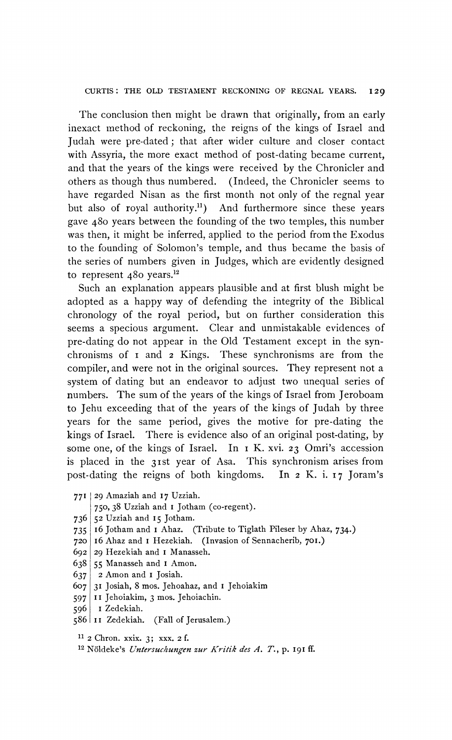The conclusion then might be drawn that originally, from an early inexact method of reckoning, the reigns of the kings of Israel and Judah were pre-dated; that after wider culture and closer contact with Assyria, the more exact method of post-dating became current, and that the years of the kings were received by the Chronicler and others as though thus numbered. (Indeed, the Chronicler seems to have regarded Nisan as the first month not only of the regnal year but also of royal authority.[11]) And furthermore since these years gave 480 years between the founding of the two temples, this number was then, it might be inferred, applied to the period from the Exodus to the founding of Solomon's temple, and thus became the basis of the series of numbers given in Judges, which are evidently designed to represent 480 years.[12]

Such an explanation appears plausible and at first blush might be adopted as a happy way of defending the integrity of the Biblical chronology of the royal period, but on further consideration this seems a specious argument. Clear and unmistakable evidences of pre-dating do not appear in the Old Testament except in the synchronisms of 1 and 2 Kings. These synchronisms are from the compiler, and were not in the original sources. They represent not a system of dating but an endeavor to adjust two unequal series of numbers. The sum of the years of the kings of Israel from Jeroboam to Jehu exceeding that of the years of the kings of Judah by three years for the same period, gives the motive for pre-dating the kings of Israel. There is evidence also of an original post-dating, by some one, of the kings of Israel. In 1 K. xvi. 23 Omri's accession is placed in the 31st year of Asa. This synchronism arises from post-dating the reigns of both kingdoms. In 2 K. i. 17 Joram's

| | |
|---|---|
| 771 | 29 Amaziah and 17 Uzziah. |
| | 750, 38 Uzziah and 1 Jotham (co-regent). |
| 736 | 52 Uzziah and 15 Jotham. |
| 735 | 16 Jotham and 1 Ahaz. (Tribute to Tiglath Pileser by Ahaz, 734.) |
| 720 | 16 Ahaz and 1 Hezekiah. (Invasion of Sennacherib, 701.) |
| 692 | 29 Hezekiah and 1 Manasseh. |
| 638 | 55 Manasseh and 1 Amon. |
| 637 | 2 Amon and 1 Josiah. |
| 607 | 31 Josiah, 8 mos. Jehoahaz, and 1 Jehoiakim |
| 597 | 11 Jehoiakim, 3 mos. Jehoiachin. |
| 596 | 1 Zedekiah. |
| 586 | 11 Zedekiah. (Fall of Jerusalem.) |

[11] 2 Chron. xxix. 3; xxx. 2 f.

[12] Nöldeke's *Untersuchungen zur Kritik des A. T.*, p. 191 ff.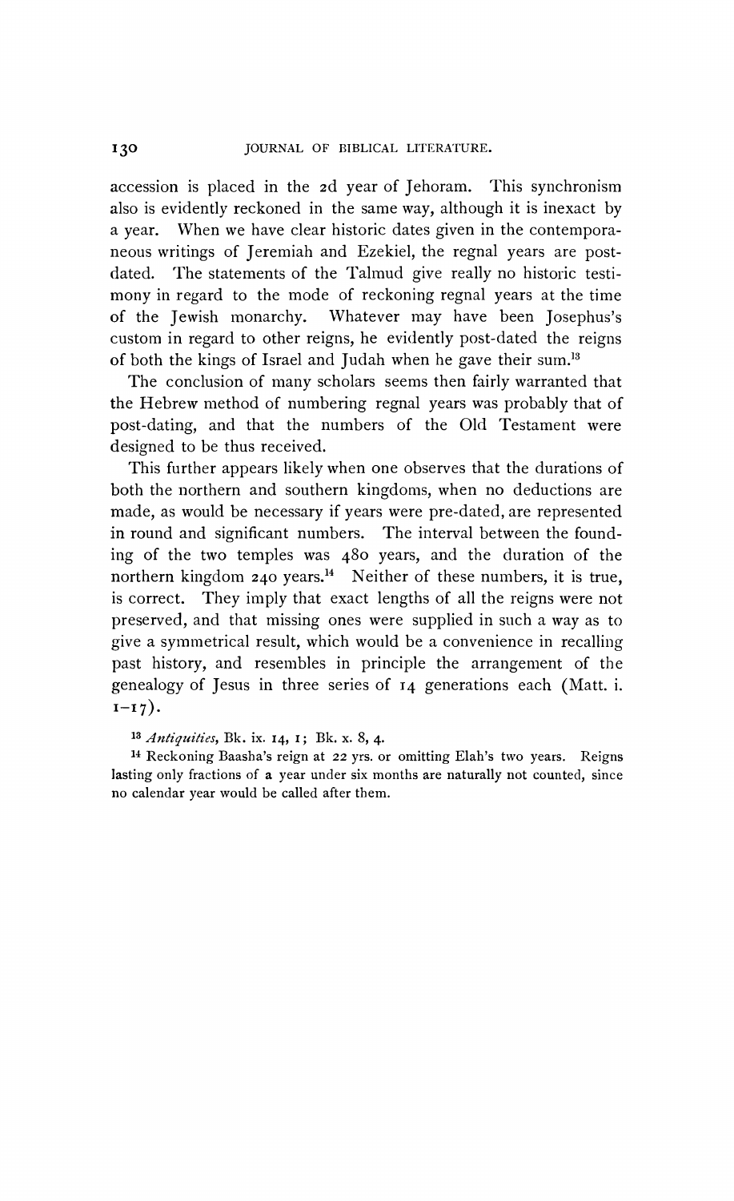accession is placed in the 2d year of Jehoram. This synchronism also is evidently reckoned in the same way, although it is inexact by a year. When we have clear historic dates given in the contemporaneous writings of Jeremiah and Ezekiel, the regnal years are post-dated. The statements of the Talmud give really no historic testimony in regard to the mode of reckoning regnal years at the time of the Jewish monarchy. Whatever may have been Josephus's custom in regard to other reigns, he evidently post-dated the reigns of both the kings of Israel and Judah when he gave their sum.[13]

The conclusion of many scholars seems then fairly warranted that the Hebrew method of numbering regnal years was probably that of post-dating, and that the numbers of the Old Testament were designed to be thus received.

This further appears likely when one observes that the durations of both the northern and southern kingdoms, when no deductions are made, as would be necessary if years were pre-dated, are represented in round and significant numbers. The interval between the founding of the two temples was 480 years, and the duration of the northern kingdom 240 years.[14] Neither of these numbers, it is true, is correct. They imply that exact lengths of all the reigns were not preserved, and that missing ones were supplied in such a way as to give a symmetrical result, which would be a convenience in recalling past history, and resembles in principle the arrangement of the genealogy of Jesus in three series of 14 generations each (Matt. i. 1–17).

[13] *Antiquities*, Bk. ix. 14, 1; Bk. x. 8, 4.

[14] Reckoning Baasha's reign at 22 yrs. or omitting Elah's two years. Reigns lasting only fractions of a year under six months are naturally not counted, since no calendar year would be called after them.